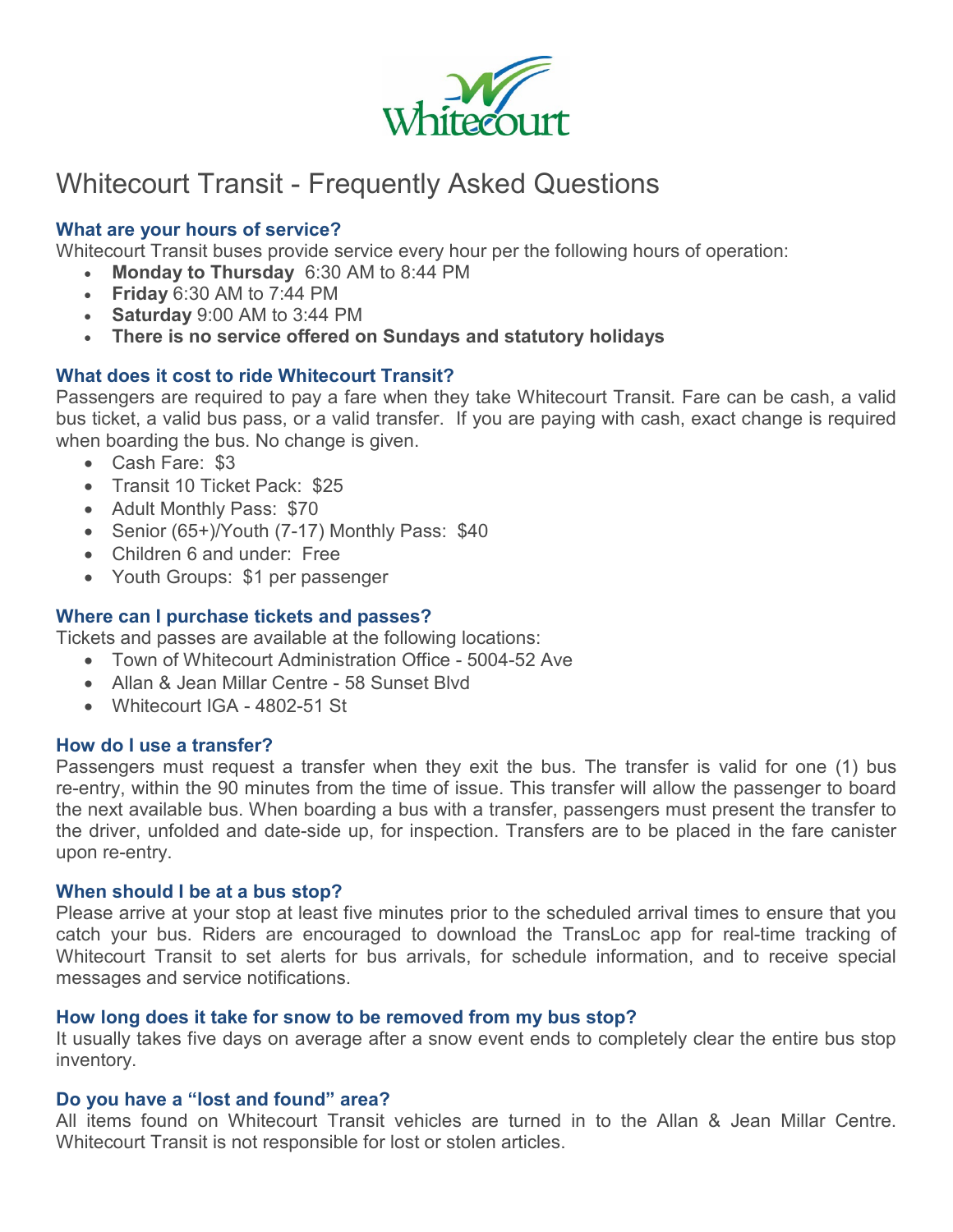Whitecourt

# Whitecourt Transit - Frequently Asked Questions

### What are your hours of service?

Whitecourt Transit buses provide service every hour per the following hours of operation:

- **Monday to Thursday** 6:30 AM to 8:44 PM
- **Friday** 6:30 AM to 7:44 PM
- **Saturday** 9:00 AM to 3:44 PM
- **There is no service offered on Sundays and statutory holidays**

### What does it cost to ride Whitecourt Transit?

Passengers are required to pay a fare when they take Whitecourt Transit. Fare can be cash, a valid bus ticket, a valid bus pass, or a valid transfer. If you are paying with cash, exact change is required when boarding the bus. No change is given.

- Cash Fare: $3
- Transit 10 Ticket Pack: $25
- Adult Monthly Pass: $70
- Senior (65+)/Youth (7-17) Monthly Pass: $40
- Children 6 and under: Free
- Youth Groups: $1 per passenger

### Where can I purchase tickets and passes?

Tickets and passes are available at the following locations:

- Town of Whitecourt Administration Office - 5004-52 Ave
- Allan & Jean Millar Centre - 58 Sunset Blvd
- Whitecourt IGA - 4802-51 St

### How do I use a transfer?

Passengers must request a transfer when they exit the bus. The transfer is valid for one (1) bus re-entry, within the 90 minutes from the time of issue. This transfer will allow the passenger to board the next available bus. When boarding a bus with a transfer, passengers must present the transfer to the driver, unfolded and date-side up, for inspection. Transfers are to be placed in the fare canister upon re-entry.

### When should I be at a bus stop?

Please arrive at your stop at least five minutes prior to the scheduled arrival times to ensure that you catch your bus. Riders are encouraged to download the TransLoc app for real-time tracking of Whitecourt Transit to set alerts for bus arrivals, for schedule information, and to receive special messages and service notifications.

### How long does it take for snow to be removed from my bus stop?

It usually takes five days on average after a snow event ends to completely clear the entire bus stop inventory.

### Do you have a "lost and found" area?

All items found on Whitecourt Transit vehicles are turned in to the Allan & Jean Millar Centre. Whitecourt Transit is not responsible for lost or stolen articles.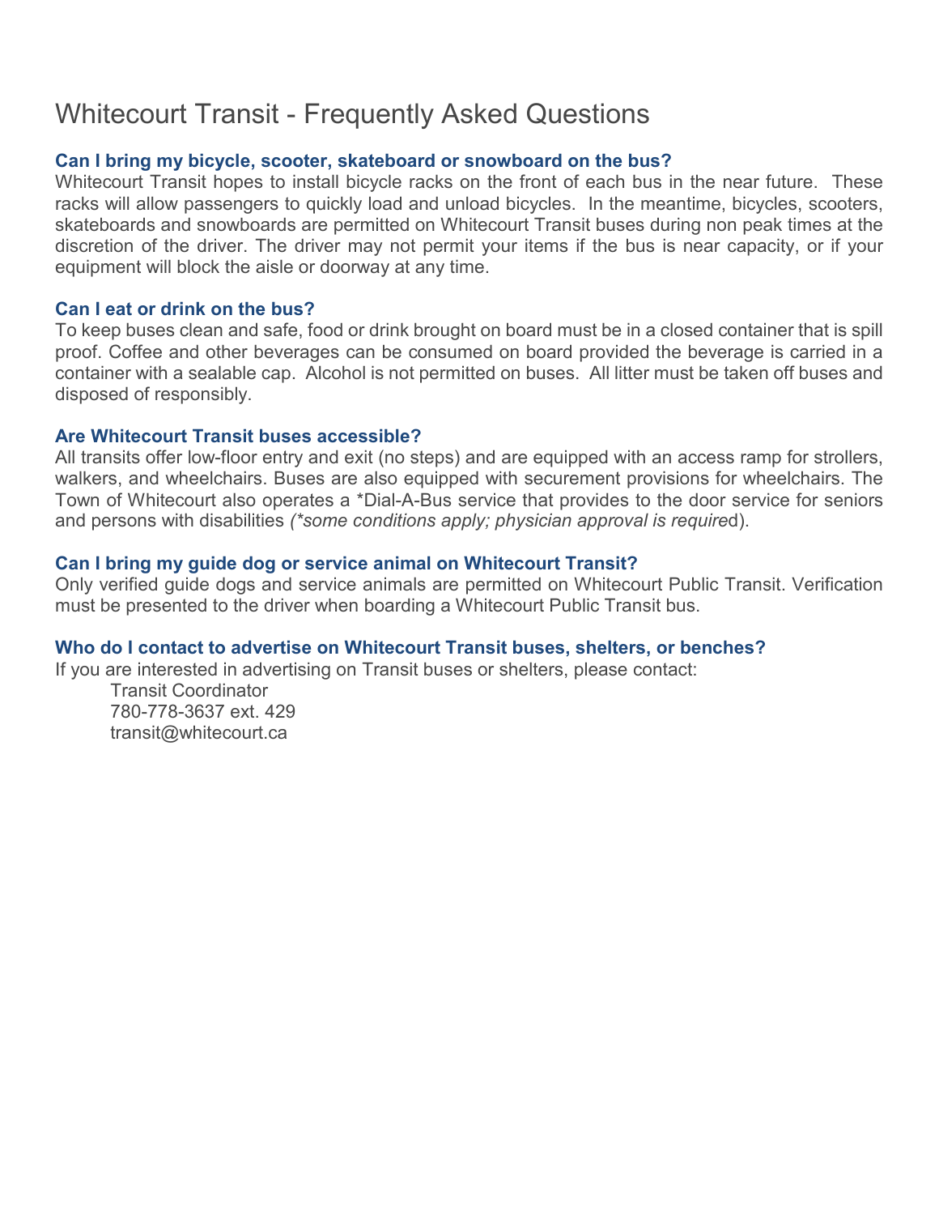# Whitecourt Transit - Frequently Asked Questions

### Can I bring my bicycle, scooter, skateboard or snowboard on the bus?

Whitecourt Transit hopes to install bicycle racks on the front of each bus in the near future. These racks will allow passengers to quickly load and unload bicycles. In the meantime, bicycles, scooters, skateboards and snowboards are permitted on Whitecourt Transit buses during non peak times at the discretion of the driver. The driver may not permit your items if the bus is near capacity, or if your equipment will block the aisle or doorway at any time.

### Can I eat or drink on the bus?

To keep buses clean and safe, food or drink brought on board must be in a closed container that is spill proof. Coffee and other beverages can be consumed on board provided the beverage is carried in a container with a sealable cap. Alcohol is not permitted on buses. All litter must be taken off buses and disposed of responsibly.

### Are Whitecourt Transit buses accessible?

All transits offer low-floor entry and exit (no steps) and are equipped with an access ramp for strollers, walkers, and wheelchairs. Buses are also equipped with securement provisions for wheelchairs. The Town of Whitecourt also operates a *Dial-A-Bus service that provides to the door service for seniors and persons with disabilities *(*some conditions apply; physician approval is require*d).

### Can I bring my guide dog or service animal on Whitecourt Transit?

Only verified guide dogs and service animals are permitted on Whitecourt Public Transit. Verification must be presented to the driver when boarding a Whitecourt Public Transit bus.

### Who do I contact to advertise on Whitecourt Transit buses, shelters, or benches?

If you are interested in advertising on Transit buses or shelters, please contact:

Transit Coordinator
780-778-3637 ext. 429
transit@whitecourt.ca